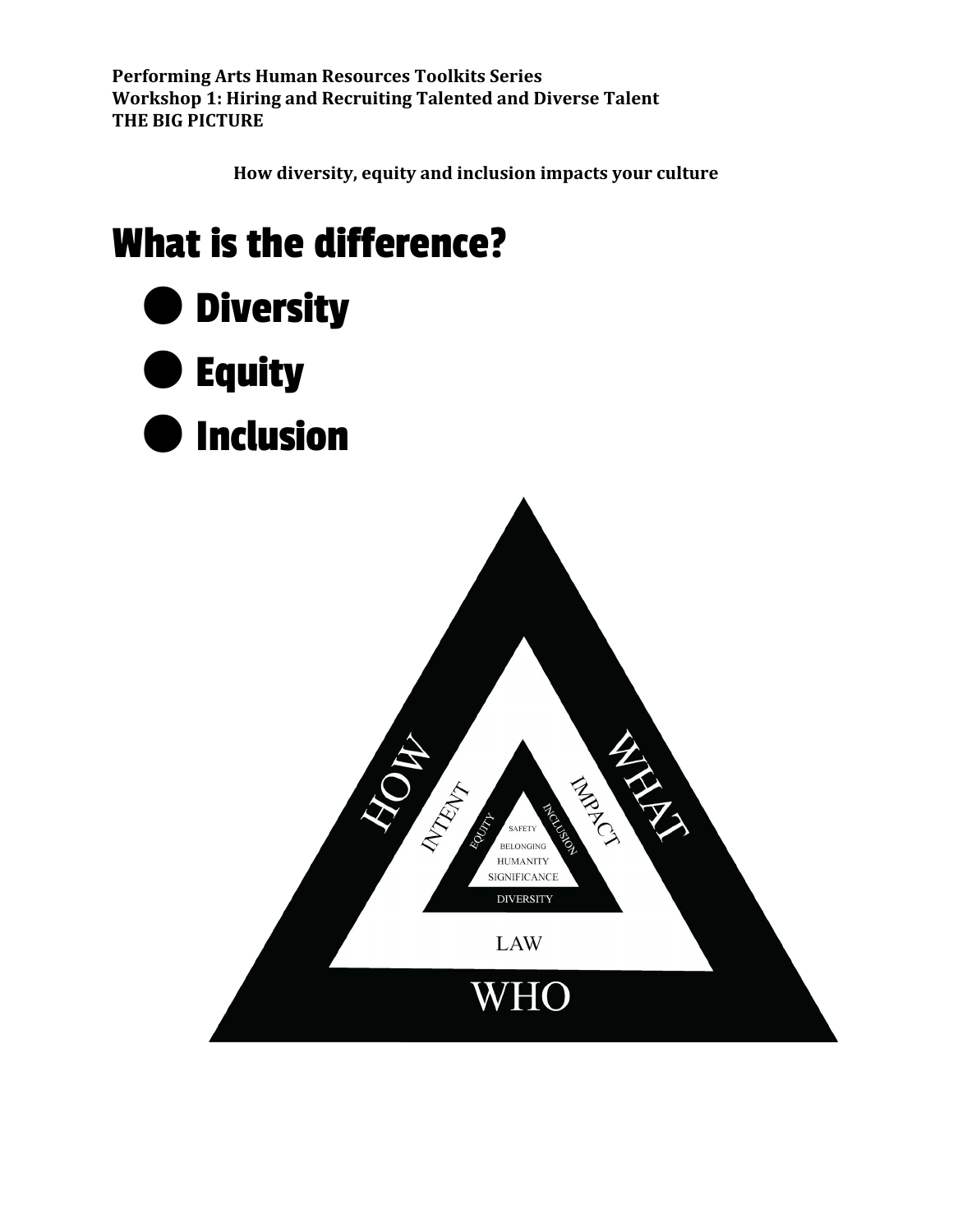**Performing Arts Human Resources Toolkits Series**
**Workshop 1: Hiring and Recruiting Talented and Diverse Talent**
**THE BIG PICTURE**

**How diversity, equity and inclusion impacts your culture**

# What is the difference?

- **Diversity**
- **Equity**
- **Inclusion**

HOW
WHAT
INTENT
IMPACT
EQUITY
INCLUSION
SAFETY
BELONGING
HUMANITY
SIGNIFICANCE
DIVERSITY
LAW
WHO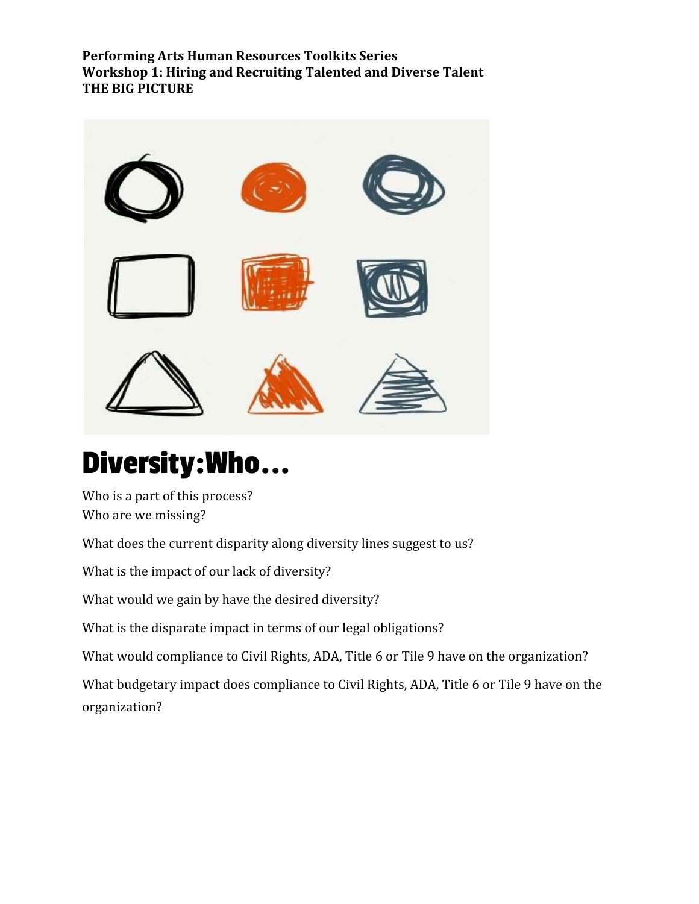**Performing Arts Human Resources Toolkits Series**
**Workshop 1: Hiring and Recruiting Talented and Diverse Talent**
**THE BIG PICTURE**

# Diversity: Who…

Who is a part of this process?
Who are we missing?

What does the current disparity along diversity lines suggest to us?

What is the impact of our lack of diversity?

What would we gain by have the desired diversity?

What is the disparate impact in terms of our legal obligations?

What would compliance to Civil Rights, ADA, Title 6 or Tile 9 have on the organization?

What budgetary impact does compliance to Civil Rights, ADA, Title 6 or Tile 9 have on the organization?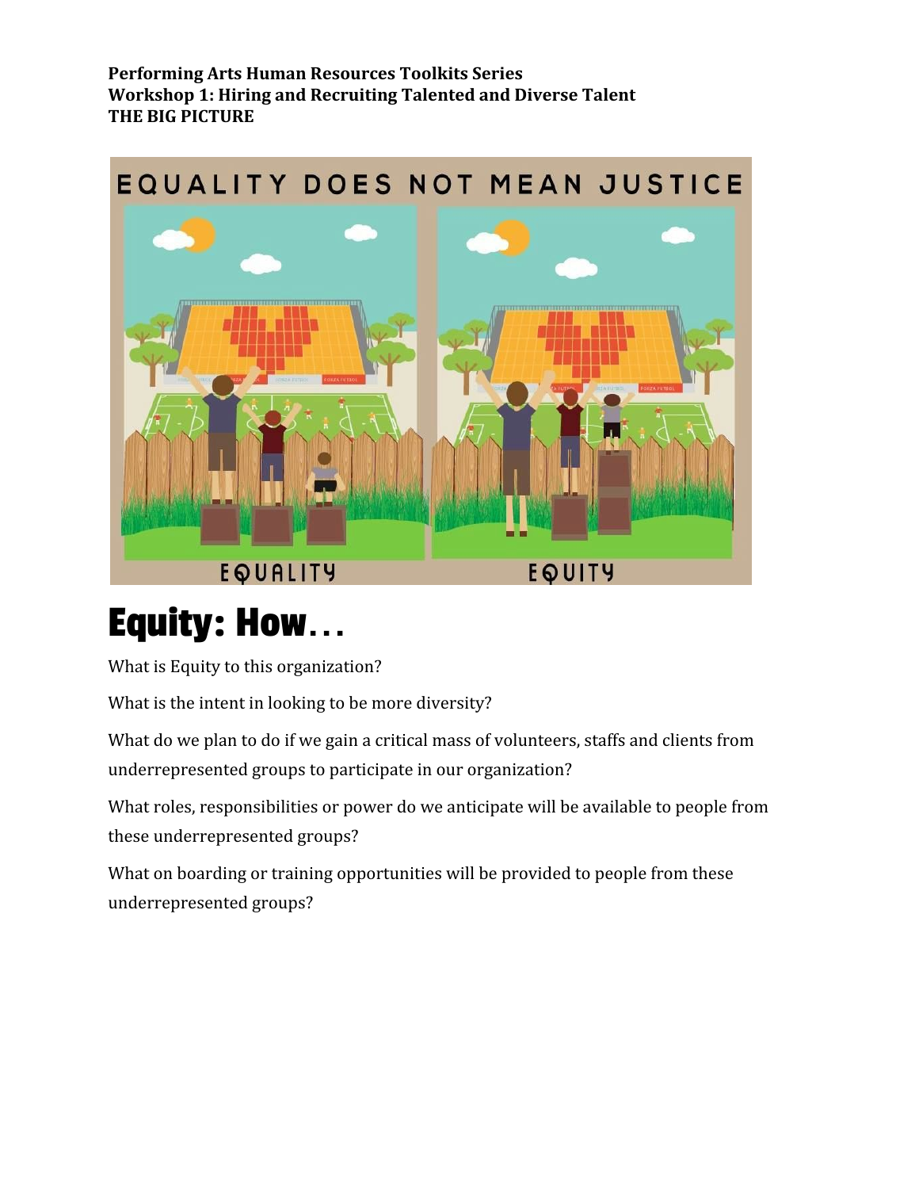**Performing Arts Human Resources Toolkits Series**
**Workshop 1: Hiring and Recruiting Talented and Diverse Talent**
**THE BIG PICTURE**

# Equity: How…

What is Equity to this organization?

What is the intent in looking to be more diversity?

What do we plan to do if we gain a critical mass of volunteers, staffs and clients from underrepresented groups to participate in our organization?

What roles, responsibilities or power do we anticipate will be available to people from these underrepresented groups?

What on boarding or training opportunities will be provided to people from these underrepresented groups?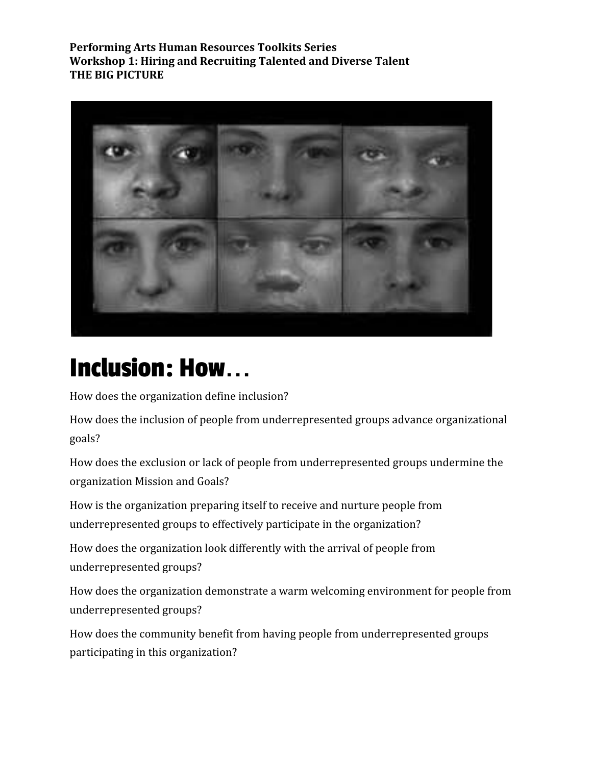**Performing Arts Human Resources Toolkits Series**
**Workshop 1: Hiring and Recruiting Talented and Diverse Talent**
**THE BIG PICTURE**

# Inclusion: How…

How does the organization define inclusion?

How does the inclusion of people from underrepresented groups advance organizational goals?

How does the exclusion or lack of people from underrepresented groups undermine the organization Mission and Goals?

How is the organization preparing itself to receive and nurture people from underrepresented groups to effectively participate in the organization?

How does the organization look differently with the arrival of people from underrepresented groups?

How does the organization demonstrate a warm welcoming environment for people from underrepresented groups?

How does the community benefit from having people from underrepresented groups participating in this organization?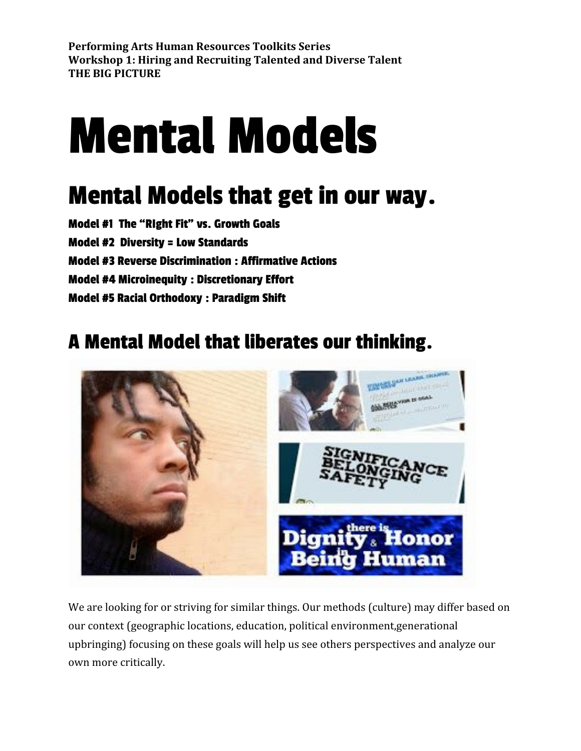**Performing Arts Human Resources Toolkits Series**
**Workshop 1: Hiring and Recruiting Talented and Diverse Talent**
**THE BIG PICTURE**

# Mental Models

## Mental Models that get in our way.

**Model #1 The "RIght Fit" vs. Growth Goals**
**Model #2 Diversity = Low Standards**
**Model #3 Reverse Discrimination : Affirmative Actions**
**Model #4 Microinequity : Discretionary Effort**
**Model #5 Racial Orthodoxy : Paradigm Shift**

## A Mental Model that liberates our thinking.

We are looking for or striving for similar things. Our methods (culture) may differ based on our context (geographic locations, education, political environment,generational upbringing) focusing on these goals will help us see others perspectives and analyze our own more critically.